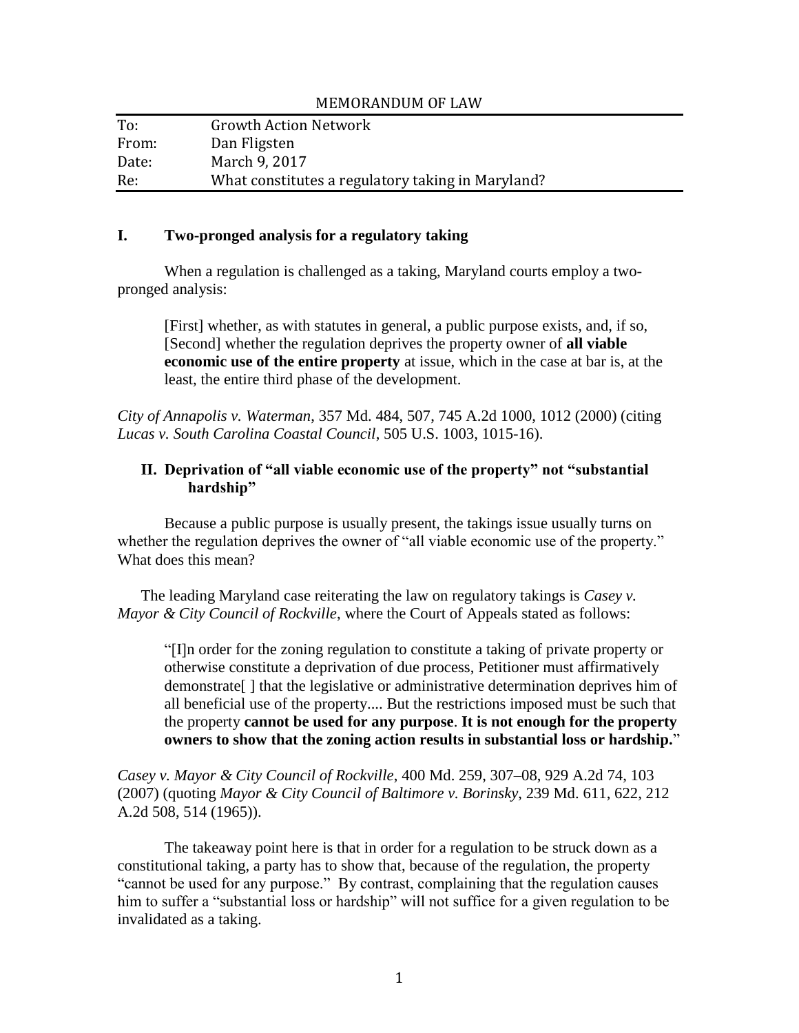MEMORANDUM OF LAW

| | |
|---|---|
| To: | Growth Action Network |
| From: | Dan Fligsten |
| Date: | March 9, 2017 |
| Re: | What constitutes a regulatory taking in Maryland? |

## I. Two-pronged analysis for a regulatory taking

When a regulation is challenged as a taking, Maryland courts employ a two-pronged analysis:

> [First] whether, as with statutes in general, a public purpose exists, and, if so, [Second] whether the regulation deprives the property owner of **all viable economic use of the entire property** at issue, which in the case at bar is, at the least, the entire third phase of the development.

*City of Annapolis v. Waterman*, 357 Md. 484, 507, 745 A.2d 1000, 1012 (2000) (citing *Lucas v. South Carolina Coastal Council*, 505 U.S. 1003, 1015-16).

## II. Deprivation of "all viable economic use of the property" not "substantial hardship"

Because a public purpose is usually present, the takings issue usually turns on whether the regulation deprives the owner of "all viable economic use of the property." What does this mean?

The leading Maryland case reiterating the law on regulatory takings is *Casey v. Mayor & City Council of Rockville*, where the Court of Appeals stated as follows:

> "[I]n order for the zoning regulation to constitute a taking of private property or otherwise constitute a deprivation of due process, Petitioner must affirmatively demonstrate[ ] that the legislative or administrative determination deprives him of all beneficial use of the property.... But the restrictions imposed must be such that the property **cannot be used for any purpose**. **It is not enough for the property owners to show that the zoning action results in substantial loss or hardship.**"

*Casey v. Mayor & City Council of Rockville*, 400 Md. 259, 307–08, 929 A.2d 74, 103 (2007) (quoting *Mayor & City Council of Baltimore v. Borinsky*, 239 Md. 611, 622, 212 A.2d 508, 514 (1965)).

The takeaway point here is that in order for a regulation to be struck down as a constitutional taking, a party has to show that, because of the regulation, the property "cannot be used for any purpose." By contrast, complaining that the regulation causes him to suffer a "substantial loss or hardship" will not suffice for a given regulation to be invalidated as a taking.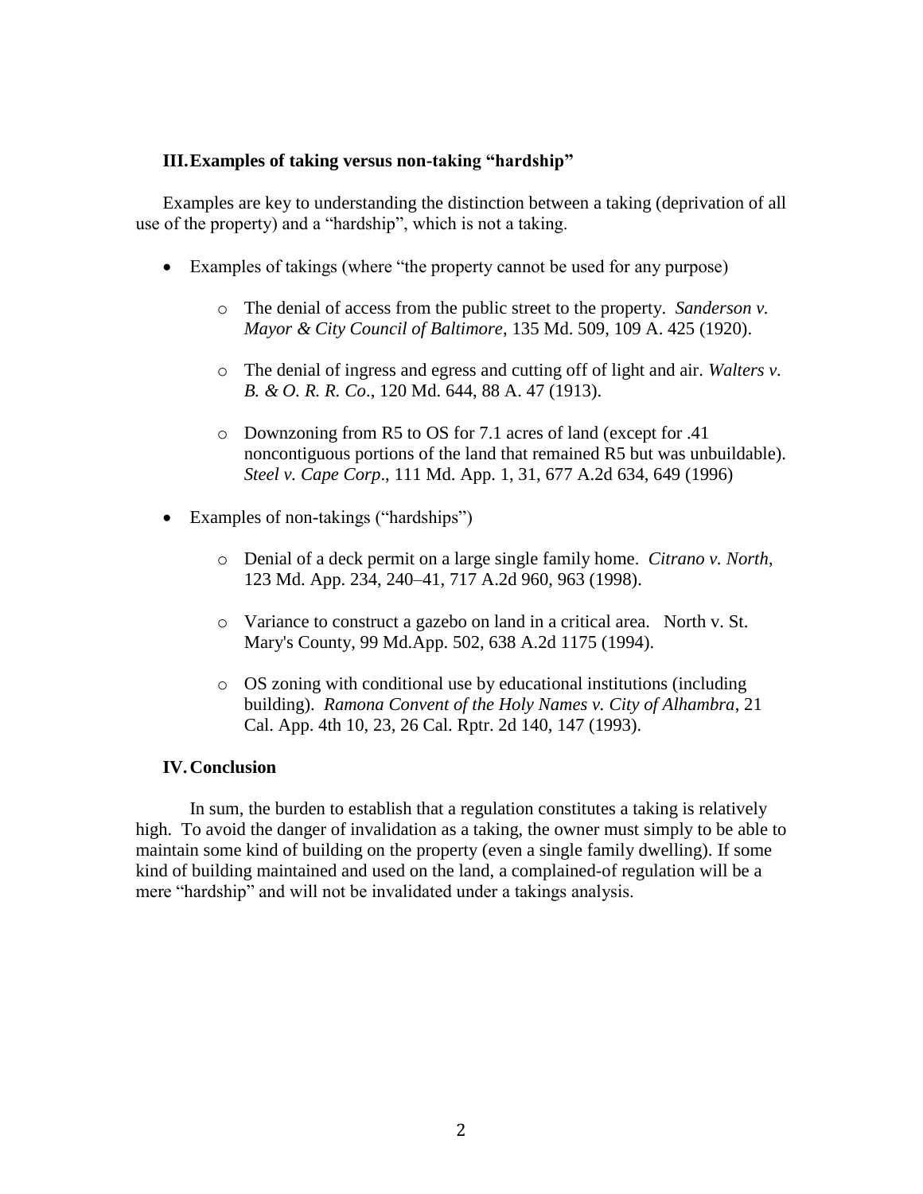### III. Examples of taking versus non-taking "hardship"

Examples are key to understanding the distinction between a taking (deprivation of all use of the property) and a "hardship", which is not a taking.

- Examples of takings (where "the property cannot be used for any purpose)
  - The denial of access from the public street to the property. *Sanderson v. Mayor & City Council of Baltimore*, 135 Md. 509, 109 A. 425 (1920).
  - The denial of ingress and egress and cutting off of light and air. *Walters v. B. & O. R. R. Co*., 120 Md. 644, 88 A. 47 (1913).
  - Downzoning from R5 to OS for 7.1 acres of land (except for .41 noncontiguous portions of the land that remained R5 but was unbuildable). *Steel v. Cape Corp*., 111 Md. App. 1, 31, 677 A.2d 634, 649 (1996)
- Examples of non-takings ("hardships")
  - Denial of a deck permit on a large single family home. *Citrano v. North*, 123 Md. App. 234, 240–41, 717 A.2d 960, 963 (1998).
  - Variance to construct a gazebo on land in a critical area. North v. St. Mary's County, 99 Md.App. 502, 638 A.2d 1175 (1994).
  - OS zoning with conditional use by educational institutions (including building). *Ramona Convent of the Holy Names v. City of Alhambra*, 21 Cal. App. 4th 10, 23, 26 Cal. Rptr. 2d 140, 147 (1993).

### IV. Conclusion

In sum, the burden to establish that a regulation constitutes a taking is relatively high. To avoid the danger of invalidation as a taking, the owner must simply to be able to maintain some kind of building on the property (even a single family dwelling). If some kind of building maintained and used on the land, a complained-of regulation will be a mere "hardship" and will not be invalidated under a takings analysis.